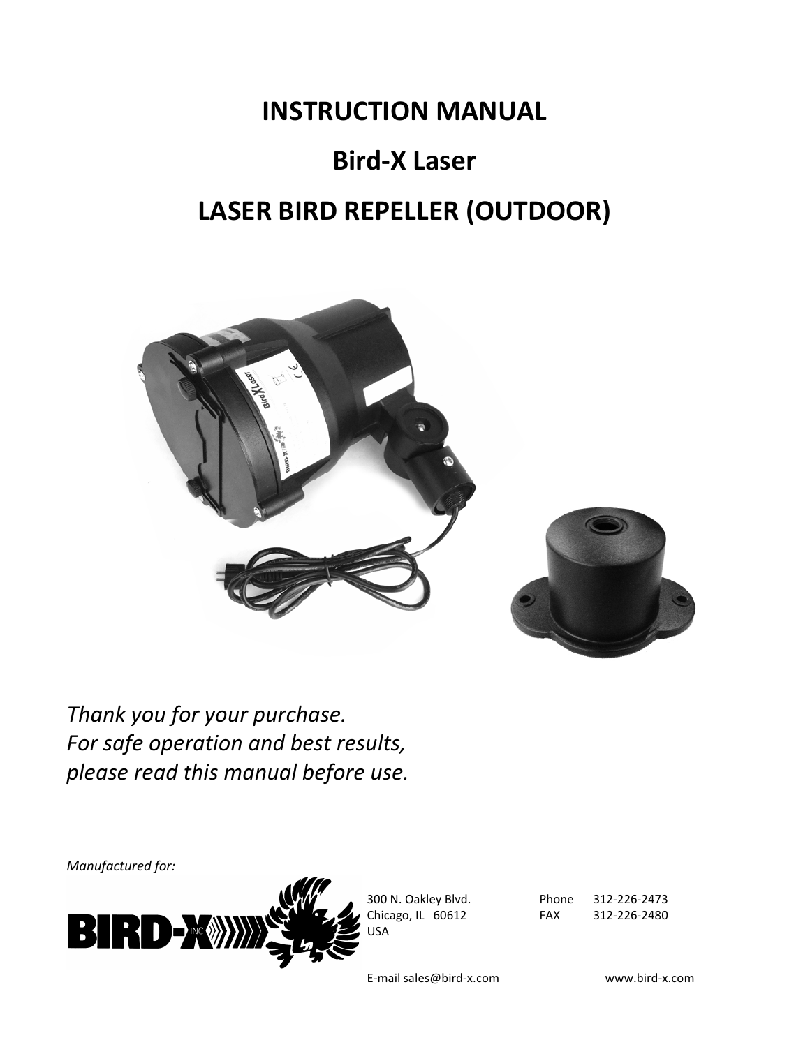# INSTRUCTION MANUAL

# Bird-X Laser

# LASER BIRD REPELLER (OUTDOOR)

*Thank you for your purchase.*
*For safe operation and best results,*
*please read this manual before use.*

*Manufactured for:*

BIRD-X INC

300 N. Oakley Blvd.
Chicago, IL 60612
USA

Phone 312-226-2473
FAX 312-226-2480

E-mail sales@bird-x.com

www.bird-x.com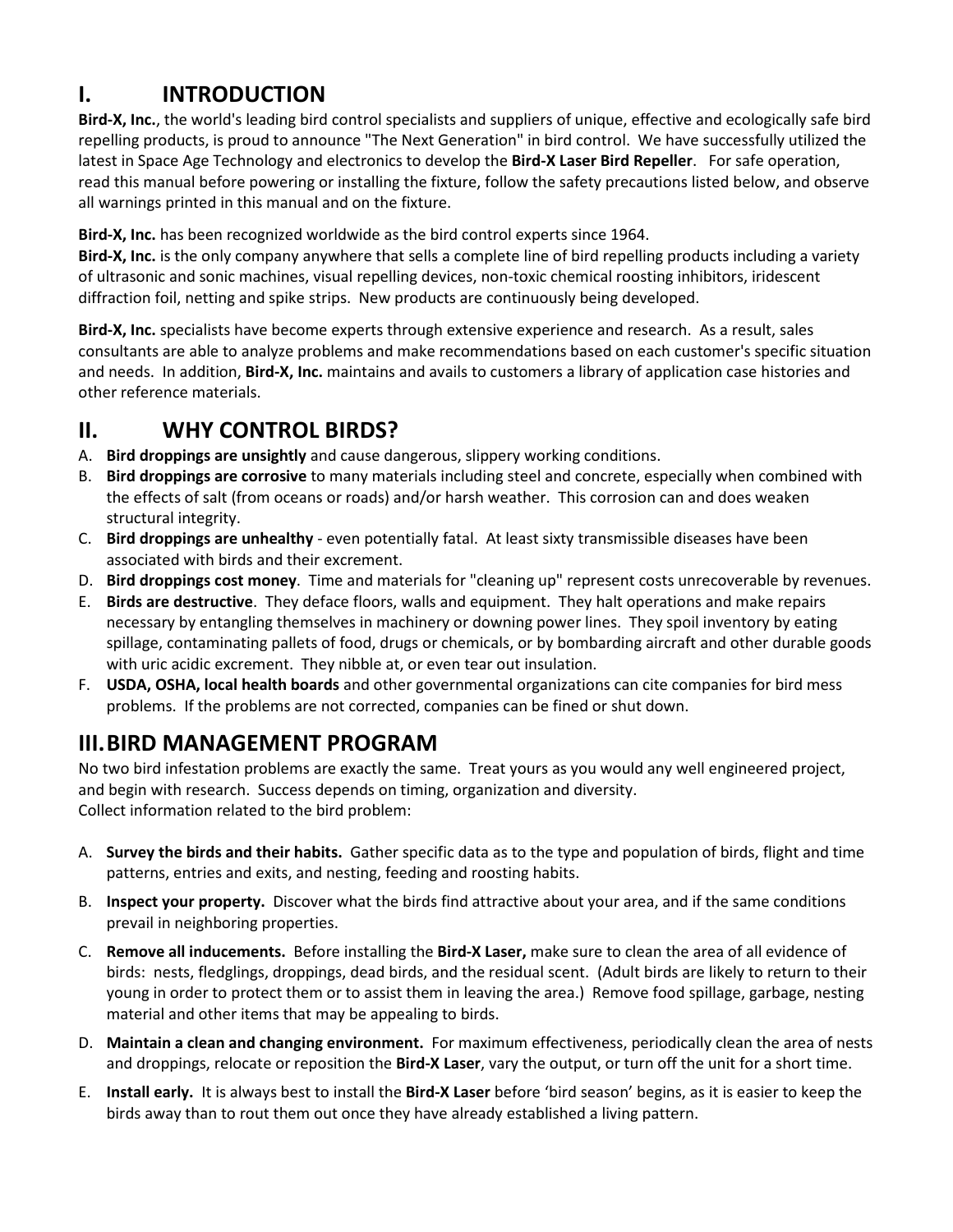# I. INTRODUCTION

**Bird-X, Inc.**, the world's leading bird control specialists and suppliers of unique, effective and ecologically safe bird repelling products, is proud to announce "The Next Generation" in bird control. We have successfully utilized the latest in Space Age Technology and electronics to develop the **Bird-X Laser Bird Repeller**. For safe operation, read this manual before powering or installing the fixture, follow the safety precautions listed below, and observe all warnings printed in this manual and on the fixture.

**Bird-X, Inc.** has been recognized worldwide as the bird control experts since 1964.
**Bird-X, Inc.** is the only company anywhere that sells a complete line of bird repelling products including a variety of ultrasonic and sonic machines, visual repelling devices, non-toxic chemical roosting inhibitors, iridescent diffraction foil, netting and spike strips. New products are continuously being developed.

**Bird-X, Inc.** specialists have become experts through extensive experience and research. As a result, sales consultants are able to analyze problems and make recommendations based on each customer's specific situation and needs. In addition, **Bird-X, Inc.** maintains and avails to customers a library of application case histories and other reference materials.

# II. WHY CONTROL BIRDS?

A. **Bird droppings are unsightly** and cause dangerous, slippery working conditions.
B. **Bird droppings are corrosive** to many materials including steel and concrete, especially when combined with the effects of salt (from oceans or roads) and/or harsh weather. This corrosion can and does weaken structural integrity.
C. **Bird droppings are unhealthy** - even potentially fatal. At least sixty transmissible diseases have been associated with birds and their excrement.
D. **Bird droppings cost money**. Time and materials for "cleaning up" represent costs unrecoverable by revenues.
E. **Birds are destructive**. They deface floors, walls and equipment. They halt operations and make repairs necessary by entangling themselves in machinery or downing power lines. They spoil inventory by eating spillage, contaminating pallets of food, drugs or chemicals, or by bombarding aircraft and other durable goods with uric acidic excrement. They nibble at, or even tear out insulation.
F. **USDA, OSHA, local health boards** and other governmental organizations can cite companies for bird mess problems. If the problems are not corrected, companies can be fined or shut down.

# III. BIRD MANAGEMENT PROGRAM

No two bird infestation problems are exactly the same. Treat yours as you would any well engineered project, and begin with research. Success depends on timing, organization and diversity.
Collect information related to the bird problem:

A. **Survey the birds and their habits.** Gather specific data as to the type and population of birds, flight and time patterns, entries and exits, and nesting, feeding and roosting habits.

B. **Inspect your property.** Discover what the birds find attractive about your area, and if the same conditions prevail in neighboring properties.

C. **Remove all inducements.** Before installing the **Bird-X Laser,** make sure to clean the area of all evidence of birds: nests, fledglings, droppings, dead birds, and the residual scent. (Adult birds are likely to return to their young in order to protect them or to assist them in leaving the area.) Remove food spillage, garbage, nesting material and other items that may be appealing to birds.

D. **Maintain a clean and changing environment.** For maximum effectiveness, periodically clean the area of nests and droppings, relocate or reposition the **Bird-X Laser**, vary the output, or turn off the unit for a short time.

E. **Install early.** It is always best to install the **Bird-X Laser** before 'bird season' begins, as it is easier to keep the birds away than to rout them out once they have already established a living pattern.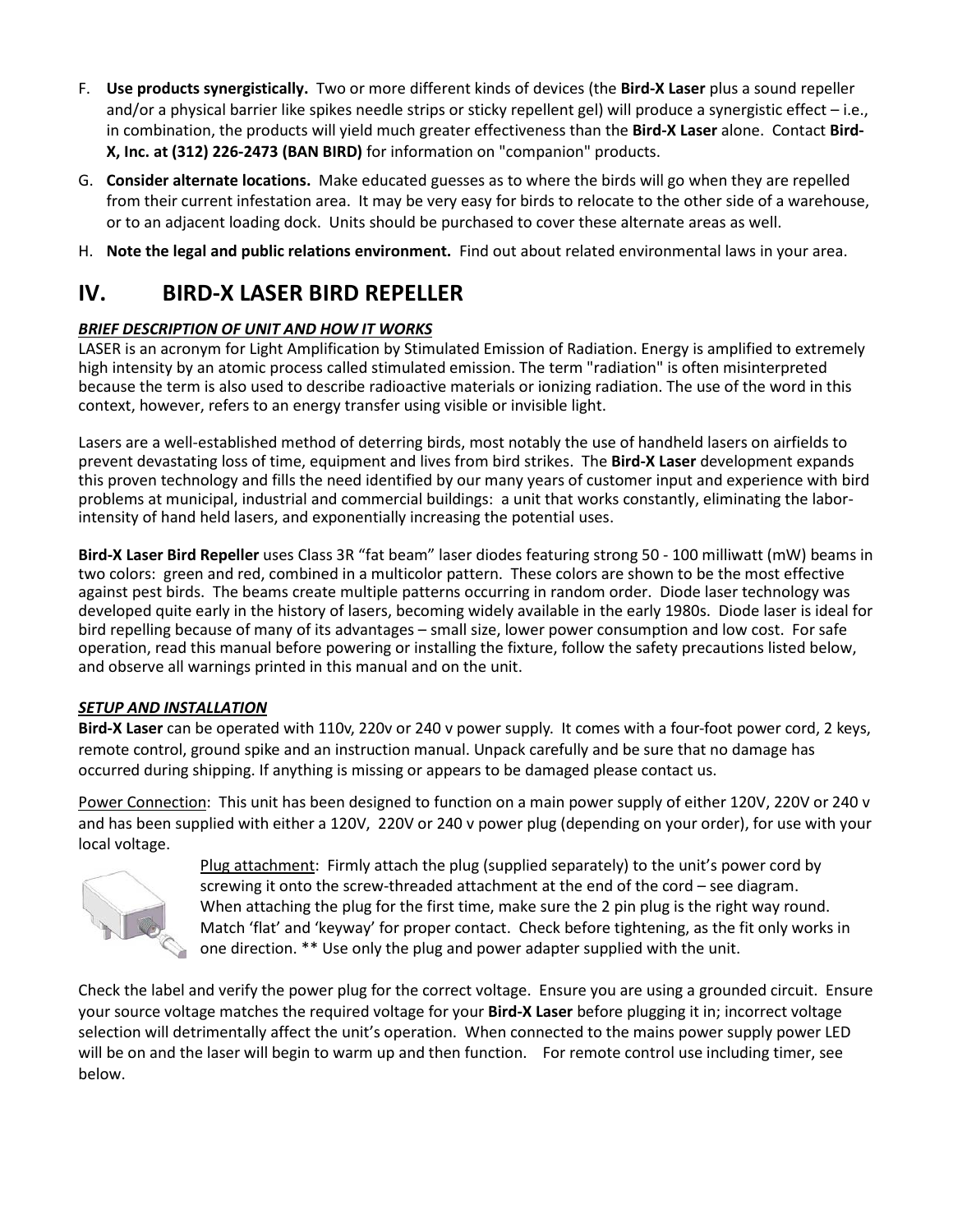F. **Use products synergistically.** Two or more different kinds of devices (the **Bird-X Laser** plus a sound repeller and/or a physical barrier like spikes needle strips or sticky repellent gel) will produce a synergistic effect – i.e., in combination, the products will yield much greater effectiveness than the **Bird-X Laser** alone. Contact **Bird-X, Inc. at (312) 226-2473 (BAN BIRD)** for information on "companion" products.

G. **Consider alternate locations.** Make educated guesses as to where the birds will go when they are repelled from their current infestation area. It may be very easy for birds to relocate to the other side of a warehouse, or to an adjacent loading dock. Units should be purchased to cover these alternate areas as well.

H. **Note the legal and public relations environment.** Find out about related environmental laws in your area.

# IV. BIRD-X LASER BIRD REPELLER

***BRIEF DESCRIPTION OF UNIT AND HOW IT WORKS***

LASER is an acronym for Light Amplification by Stimulated Emission of Radiation. Energy is amplified to extremely high intensity by an atomic process called stimulated emission. The term "radiation" is often misinterpreted because the term is also used to describe radioactive materials or ionizing radiation. The use of the word in this context, however, refers to an energy transfer using visible or invisible light.

Lasers are a well-established method of deterring birds, most notably the use of handheld lasers on airfields to prevent devastating loss of time, equipment and lives from bird strikes. The **Bird-X Laser** development expands this proven technology and fills the need identified by our many years of customer input and experience with bird problems at municipal, industrial and commercial buildings: a unit that works constantly, eliminating the labor-intensity of hand held lasers, and exponentially increasing the potential uses.

**Bird-X Laser Bird Repeller** uses Class 3R "fat beam" laser diodes featuring strong 50 - 100 milliwatt (mW) beams in two colors: green and red, combined in a multicolor pattern. These colors are shown to be the most effective against pest birds. The beams create multiple patterns occurring in random order. Diode laser technology was developed quite early in the history of lasers, becoming widely available in the early 1980s. Diode laser is ideal for bird repelling because of many of its advantages – small size, lower power consumption and low cost. For safe operation, read this manual before powering or installing the fixture, follow the safety precautions listed below, and observe all warnings printed in this manual and on the unit.

***SETUP AND INSTALLATION***

**Bird-X Laser** can be operated with 110v, 220v or 240 v power supply. It comes with a four-foot power cord, 2 keys, remote control, ground spike and an instruction manual. Unpack carefully and be sure that no damage has occurred during shipping. If anything is missing or appears to be damaged please contact us.

Power Connection: This unit has been designed to function on a main power supply of either 120V, 220V or 240 v and has been supplied with either a 120V, 220V or 240 v power plug (depending on your order), for use with your local voltage.

Plug attachment: Firmly attach the plug (supplied separately) to the unit's power cord by screwing it onto the screw-threaded attachment at the end of the cord – see diagram. When attaching the plug for the first time, make sure the 2 pin plug is the right way round. Match 'flat' and 'keyway' for proper contact. Check before tightening, as the fit only works in one direction. ** Use only the plug and power adapter supplied with the unit.

Check the label and verify the power plug for the correct voltage. Ensure you are using a grounded circuit. Ensure your source voltage matches the required voltage for your **Bird-X Laser** before plugging it in; incorrect voltage selection will detrimentally affect the unit's operation. When connected to the mains power supply power LED will be on and the laser will begin to warm up and then function. For remote control use including timer, see below.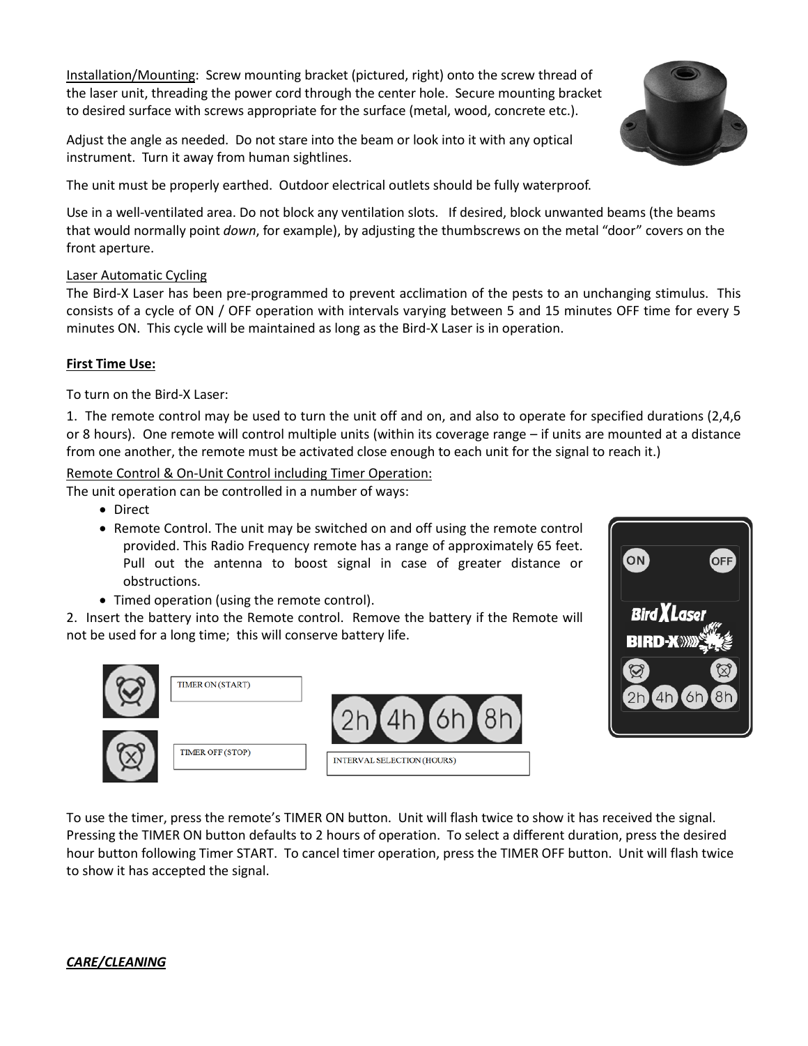Installation/Mounting: Screw mounting bracket (pictured, right) onto the screw thread of the laser unit, threading the power cord through the center hole. Secure mounting bracket to desired surface with screws appropriate for the surface (metal, wood, concrete etc.).

Adjust the angle as needed. Do not stare into the beam or look into it with any optical instrument. Turn it away from human sightlines.

The unit must be properly earthed. Outdoor electrical outlets should be fully waterproof.

Use in a well-ventilated area. Do not block any ventilation slots. If desired, block unwanted beams (the beams that would normally point *down*, for example), by adjusting the thumbscrews on the metal "door" covers on the front aperture.

Laser Automatic Cycling

The Bird-X Laser has been pre-programmed to prevent acclimation of the pests to an unchanging stimulus. This consists of a cycle of ON / OFF operation with intervals varying between 5 and 15 minutes OFF time for every 5 minutes ON. This cycle will be maintained as long as the Bird-X Laser is in operation.

**First Time Use:**

To turn on the Bird-X Laser:

1. The remote control may be used to turn the unit off and on, and also to operate for specified durations (2,4,6 or 8 hours). One remote will control multiple units (within its coverage range – if units are mounted at a distance from one another, the remote must be activated close enough to each unit for the signal to reach it.)

Remote Control & On-Unit Control including Timer Operation:

The unit operation can be controlled in a number of ways:

- Direct
- Remote Control. The unit may be switched on and off using the remote control provided. This Radio Frequency remote has a range of approximately 65 feet. Pull out the antenna to boost signal in case of greater distance or obstructions.
- Timed operation (using the remote control).

2. Insert the battery into the Remote control. Remove the battery if the Remote will not be used for a long time; this will conserve battery life.

TIMER ON (START)

TIMER OFF (STOP)

INTERVAL SELECTION (HOURS)

To use the timer, press the remote's TIMER ON button. Unit will flash twice to show it has received the signal. Pressing the TIMER ON button defaults to 2 hours of operation. To select a different duration, press the desired hour button following Timer START. To cancel timer operation, press the TIMER OFF button. Unit will flash twice to show it has accepted the signal.

***CARE/CLEANING***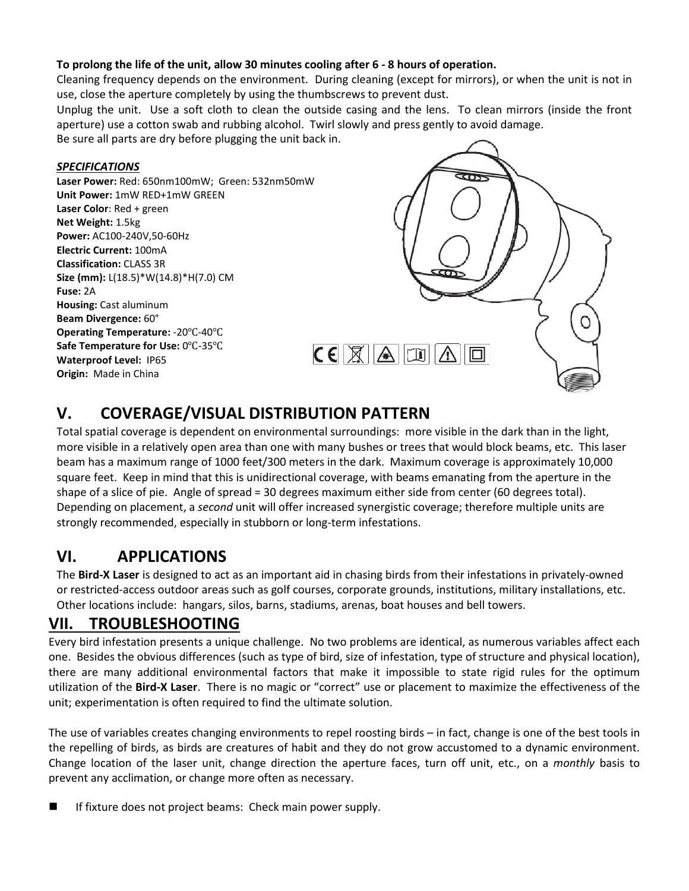**To prolong the life of the unit, allow 30 minutes cooling after 6 - 8 hours of operation.**

Cleaning frequency depends on the environment. During cleaning (except for mirrors), or when the unit is not in use, close the aperture completely by using the thumbscrews to prevent dust.

Unplug the unit. Use a soft cloth to clean the outside casing and the lens. To clean mirrors (inside the front aperture) use a cotton swab and rubbing alcohol. Twirl slowly and press gently to avoid damage.

Be sure all parts are dry before plugging the unit back in.

***SPECIFICATIONS***

**Laser Power:** Red: 650nm100mW; Green: 532nm50mW
**Unit Power:** 1mW RED+1mW GREEN
**Laser Color**: Red + green
**Net Weight:** 1.5kg
**Power:** AC100-240V,50-60Hz
**Electric Current:** 100mA
**Classification:** CLASS 3R
**Size (mm):** L(18.5)*W(14.8)*H(7.0) CM
**Fuse:** 2A
**Housing:** Cast aluminum
**Beam Divergence:** 60°
**Operating Temperature:** -20℃-40℃
**Safe Temperature for Use:** 0℃-35℃
**Waterproof Level:** IP65
**Origin:** Made in China

## V. COVERAGE/VISUAL DISTRIBUTION PATTERN

Total spatial coverage is dependent on environmental surroundings: more visible in the dark than in the light, more visible in a relatively open area than one with many bushes or trees that would block beams, etc. This laser beam has a maximum range of 1000 feet/300 meters in the dark. Maximum coverage is approximately 10,000 square feet. Keep in mind that this is unidirectional coverage, with beams emanating from the aperture in the shape of a slice of pie. Angle of spread = 30 degrees maximum either side from center (60 degrees total). Depending on placement, a *second* unit will offer increased synergistic coverage; therefore multiple units are strongly recommended, especially in stubborn or long-term infestations.

## VI. APPLICATIONS

The **Bird-X Laser** is designed to act as an important aid in chasing birds from their infestations in privately-owned or restricted-access outdoor areas such as golf courses, corporate grounds, institutions, military installations, etc. Other locations include: hangars, silos, barns, stadiums, arenas, boat houses and bell towers.

## VII. TROUBLESHOOTING

Every bird infestation presents a unique challenge. No two problems are identical, as numerous variables affect each one. Besides the obvious differences (such as type of bird, size of infestation, type of structure and physical location), there are many additional environmental factors that make it impossible to state rigid rules for the optimum utilization of the **Bird-X Laser**. There is no magic or "correct" use or placement to maximize the effectiveness of the unit; experimentation is often required to find the ultimate solution.

The use of variables creates changing environments to repel roosting birds – in fact, change is one of the best tools in the repelling of birds, as birds are creatures of habit and they do not grow accustomed to a dynamic environment. Change location of the laser unit, change direction the aperture faces, turn off unit, etc., on a *monthly* basis to prevent any acclimation, or change more often as necessary.

- If fixture does not project beams: Check main power supply.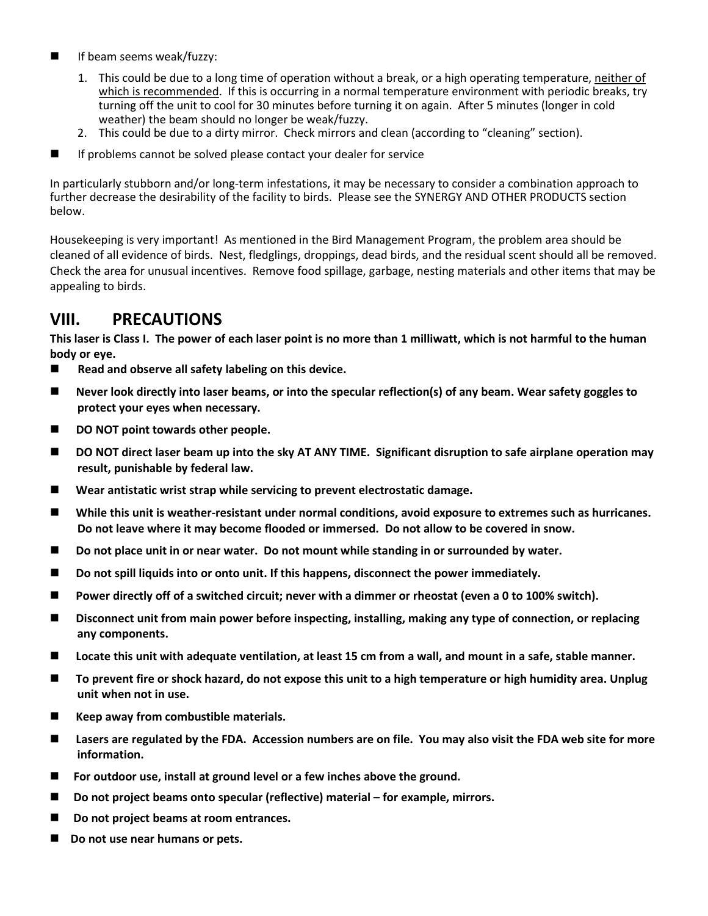- If beam seems weak/fuzzy:
  1. This could be due to a long time of operation without a break, or a high operating temperature, neither of which is recommended. If this is occurring in a normal temperature environment with periodic breaks, try turning off the unit to cool for 30 minutes before turning it on again. After 5 minutes (longer in cold weather) the beam should no longer be weak/fuzzy.
  2. This could be due to a dirty mirror. Check mirrors and clean (according to "cleaning" section).
- If problems cannot be solved please contact your dealer for service

In particularly stubborn and/or long-term infestations, it may be necessary to consider a combination approach to further decrease the desirability of the facility to birds. Please see the SYNERGY AND OTHER PRODUCTS section below.

Housekeeping is very important! As mentioned in the Bird Management Program, the problem area should be cleaned of all evidence of birds. Nest, fledglings, droppings, dead birds, and the residual scent should all be removed. Check the area for unusual incentives. Remove food spillage, garbage, nesting materials and other items that may be appealing to birds.

## VIII. PRECAUTIONS

**This laser is Class I. The power of each laser point is no more than 1 milliwatt, which is not harmful to the human body or eye.**

- **Read and observe all safety labeling on this device.**
- **Never look directly into laser beams, or into the specular reflection(s) of any beam. Wear safety goggles to protect your eyes when necessary.**
- **DO NOT point towards other people.**
- **DO NOT direct laser beam up into the sky AT ANY TIME. Significant disruption to safe airplane operation may result, punishable by federal law.**
- **Wear antistatic wrist strap while servicing to prevent electrostatic damage.**
- **While this unit is weather-resistant under normal conditions, avoid exposure to extremes such as hurricanes. Do not leave where it may become flooded or immersed. Do not allow to be covered in snow.**
- **Do not place unit in or near water. Do not mount while standing in or surrounded by water.**
- **Do not spill liquids into or onto unit. If this happens, disconnect the power immediately.**
- **Power directly off of a switched circuit; never with a dimmer or rheostat (even a 0 to 100% switch).**
- **Disconnect unit from main power before inspecting, installing, making any type of connection, or replacing any components.**
- **Locate this unit with adequate ventilation, at least 15 cm from a wall, and mount in a safe, stable manner.**
- **To prevent fire or shock hazard, do not expose this unit to a high temperature or high humidity area. Unplug unit when not in use.**
- **Keep away from combustible materials.**
- **Lasers are regulated by the FDA. Accession numbers are on file. You may also visit the FDA web site for more information.**
- **For outdoor use, install at ground level or a few inches above the ground.**
- **Do not project beams onto specular (reflective) material – for example, mirrors.**
- **Do not project beams at room entrances.**
- **Do not use near humans or pets.**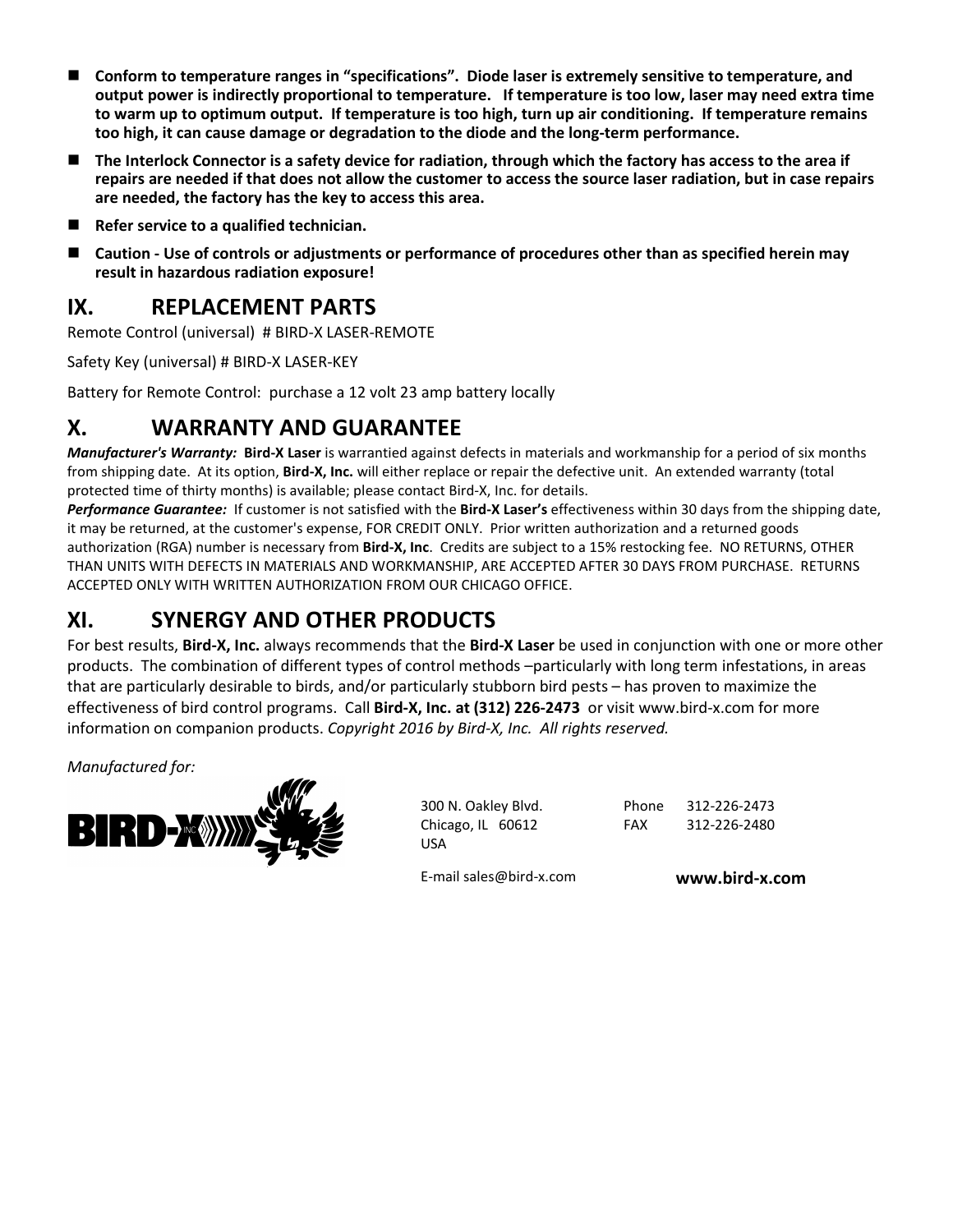- **Conform to temperature ranges in "specifications". Diode laser is extremely sensitive to temperature, and output power is indirectly proportional to temperature. If temperature is too low, laser may need extra time to warm up to optimum output. If temperature is too high, turn up air conditioning. If temperature remains too high, it can cause damage or degradation to the diode and the long-term performance.**
- **The Interlock Connector is a safety device for radiation, through which the factory has access to the area if repairs are needed if that does not allow the customer to access the source laser radiation, but in case repairs are needed, the factory has the key to access this area.**
- **Refer service to a qualified technician.**
- **Caution - Use of controls or adjustments or performance of procedures other than as specified herein may result in hazardous radiation exposure!**

## IX. REPLACEMENT PARTS

Remote Control (universal) # BIRD-X LASER-REMOTE

Safety Key (universal) # BIRD-X LASER-KEY

Battery for Remote Control: purchase a 12 volt 23 amp battery locally

## X. WARRANTY AND GUARANTEE

***Manufacturer's Warranty:*** **Bird-X Laser** is warrantied against defects in materials and workmanship for a period of six months from shipping date. At its option, **Bird-X, Inc.** will either replace or repair the defective unit. An extended warranty (total protected time of thirty months) is available; please contact Bird-X, Inc. for details.

***Performance Guarantee:*** If customer is not satisfied with the **Bird-X Laser's** effectiveness within 30 days from the shipping date, it may be returned, at the customer's expense, FOR CREDIT ONLY. Prior written authorization and a returned goods authorization (RGA) number is necessary from **Bird-X, Inc**. Credits are subject to a 15% restocking fee. NO RETURNS, OTHER THAN UNITS WITH DEFECTS IN MATERIALS AND WORKMANSHIP, ARE ACCEPTED AFTER 30 DAYS FROM PURCHASE. RETURNS ACCEPTED ONLY WITH WRITTEN AUTHORIZATION FROM OUR CHICAGO OFFICE.

## XI. SYNERGY AND OTHER PRODUCTS

For best results, **Bird-X, Inc.** always recommends that the **Bird-X Laser** be used in conjunction with one or more other products. The combination of different types of control methods –particularly with long term infestations, in areas that are particularly desirable to birds, and/or particularly stubborn bird pests – has proven to maximize the effectiveness of bird control programs. Call **Bird-X, Inc. at (312) 226-2473** or visit www.bird-x.com for more information on companion products. *Copyright 2016 by Bird-X, Inc. All rights reserved.*

*Manufactured for:*

BIRD-X INC

300 N. Oakley Blvd.
Chicago, IL 60612
USA

Phone 312-226-2473
FAX 312-226-2480

E-mail sales@bird-x.com

**www.bird-x.com**